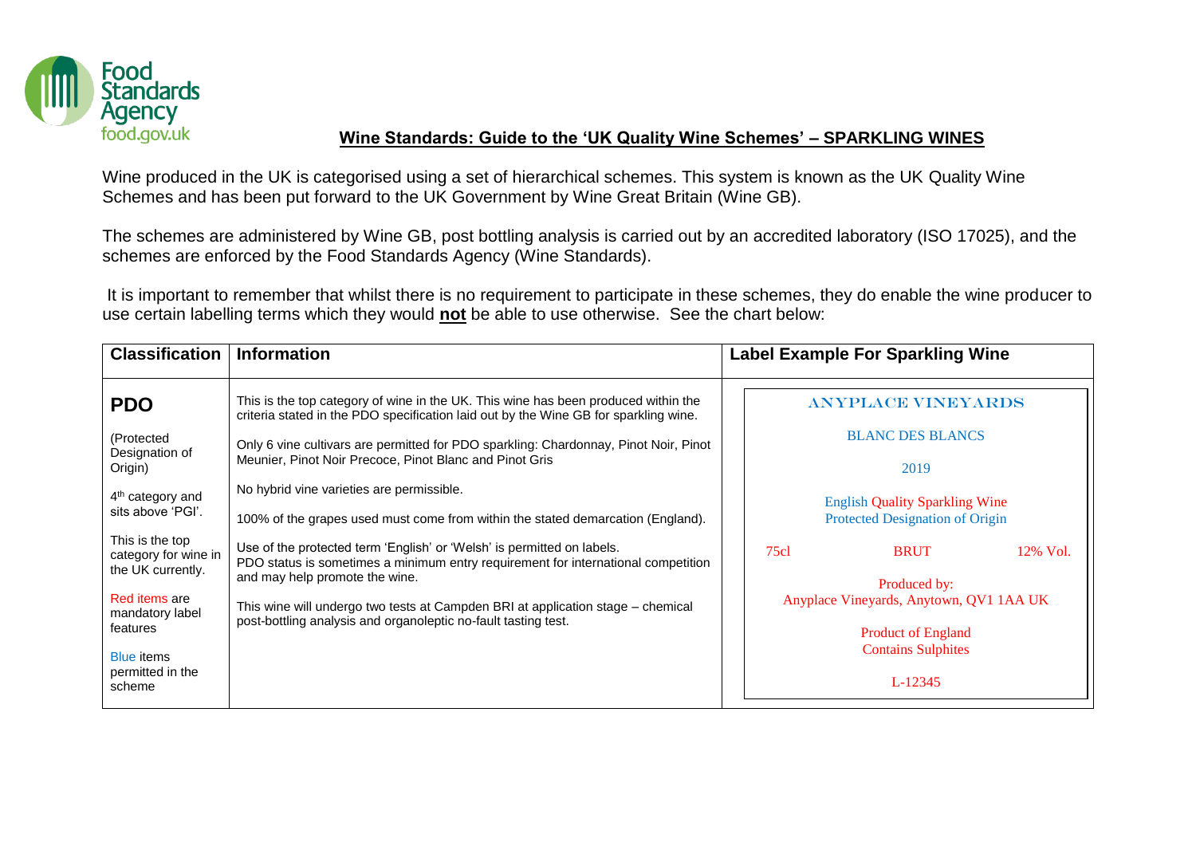## Wine Standards: Guide to the 'UK Quality Wine Schemes' – SPARKLING WINES

Wine produced in the UK is categorised using a set of hierarchical schemes. This system is known as the UK Quality Wine Schemes and has been put forward to the UK Government by Wine Great Britain (Wine GB).

The schemes are administered by Wine GB, post bottling analysis is carried out by an accredited laboratory (ISO 17025), and the schemes are enforced by the Food Standards Agency (Wine Standards).

It is important to remember that whilst there is no requirement to participate in these schemes, they do enable the wine producer to use certain labelling terms which they would **not** be able to use otherwise. See the chart below:

| Classification | Information | Label Example For Sparkling Wine |
|---|---|---|
| **PDO**<br><br>(Protected Designation of Origin)<br><br>4th category and sits above 'PGI'.<br><br>This is the top category for wine in the UK currently.<br><br>Red items are mandatory label features<br><br>Blue items permitted in the scheme | This is the top category of wine in the UK. This wine has been produced within the criteria stated in the PDO specification laid out by the Wine GB for sparkling wine.<br><br>Only 6 vine cultivars are permitted for PDO sparkling: Chardonnay, Pinot Noir, Pinot Meunier, Pinot Noir Precoce, Pinot Blanc and Pinot Gris<br><br>No hybrid vine varieties are permissible.<br><br>100% of the grapes used must come from within the stated demarcation (England).<br><br>Use of the protected term 'English' or 'Welsh' is permitted on labels.<br>PDO status is sometimes a minimum entry requirement for international competition and may help promote the wine.<br><br>This wine will undergo two tests at Campden BRI at application stage – chemical post-bottling analysis and organoleptic no-fault tasting test. | ANYPLACE VINEYARDS<br><br>BLANC DES BLANCS<br><br>2019<br><br>English Quality Sparkling Wine<br>Protected Designation of Origin<br><br>75cl BRUT 12% Vol.<br><br>Produced by:<br>Anyplace Vineyards, Anytown, QV1 1AA UK<br><br>Product of England<br>Contains Sulphites<br><br>L-12345 |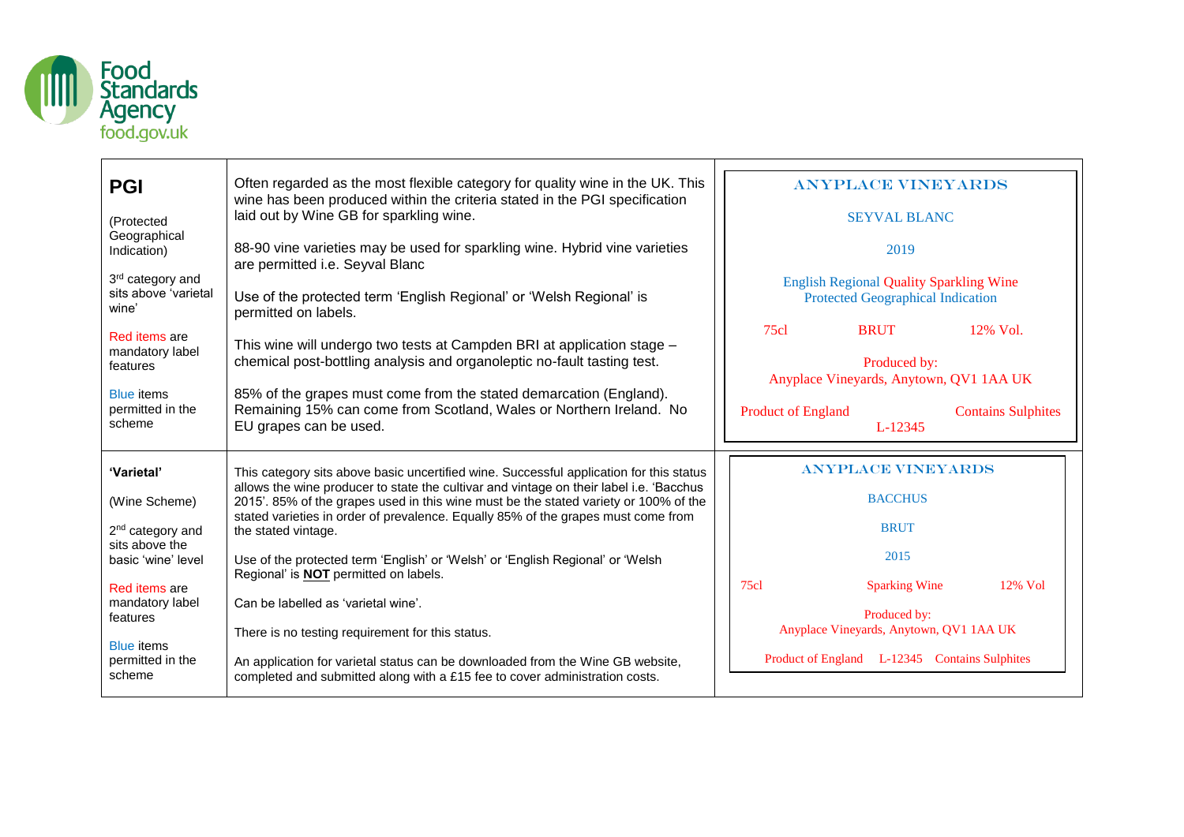| | | |
|---|---|---|
| **PGI**<br><br>(Protected Geographical Indication)<br><br>3rd category and sits above 'varietal wine'<br><br>Red items are mandatory label features<br><br>Blue items permitted in the scheme | Often regarded as the most flexible category for quality wine in the UK. This wine has been produced within the criteria stated in the PGI specification laid out by Wine GB for sparkling wine.<br><br>88-90 vine varieties may be used for sparkling wine. Hybrid vine varieties are permitted i.e. Seyval Blanc<br><br>Use of the protected term 'English Regional' or 'Welsh Regional' is permitted on labels.<br><br>This wine will undergo two tests at Campden BRI at application stage – chemical post-bottling analysis and organoleptic no-fault tasting test.<br><br>85% of the grapes must come from the stated demarcation (England). Remaining 15% can come from Scotland, Wales or Northern Ireland. No EU grapes can be used. | ANYPLACE VINEYARDS<br><br>SEYVAL BLANC<br><br>2019<br><br>English Regional Quality Sparkling Wine<br>Protected Geographical Indication<br><br>75cl BRUT 12% Vol.<br><br>Produced by:<br>Anyplace Vineyards, Anytown, QV1 1AA UK<br><br>Product of England Contains Sulphites<br>L-12345 |
| **'Varietal'**<br><br>(Wine Scheme)<br><br>2nd category and sits above the basic 'wine' level<br><br>Red items are mandatory label features<br><br>Blue items permitted in the scheme | This category sits above basic uncertified wine. Successful application for this status allows the wine producer to state the cultivar and vintage on their label i.e. 'Bacchus 2015'. 85% of the grapes used in this wine must be the stated variety or 100% of the stated varieties in order of prevalence. Equally 85% of the grapes must come from the stated vintage.<br><br>Use of the protected 'English' or 'Welsh' or 'English Regional' or 'Welsh Regional' is **NOT** permitted on labels.<br><br>Can be labelled as 'varietal wine'.<br><br>There is no testing requirement for this status.<br><br>An application for varietal status can be downloaded from the Wine GB website, completed and submitted along with a £15 fee to cover administration costs. | ANYPLACE VINEYARDS<br><br>BACCHUS<br><br>BRUT<br><br>2015<br><br>75cl Sparking Wine 12% Vol<br><br>Produced by:<br>Anyplace Vineyards, Anytown, QV1 1AA UK<br><br>Product of England L-12345 Contains Sulphites |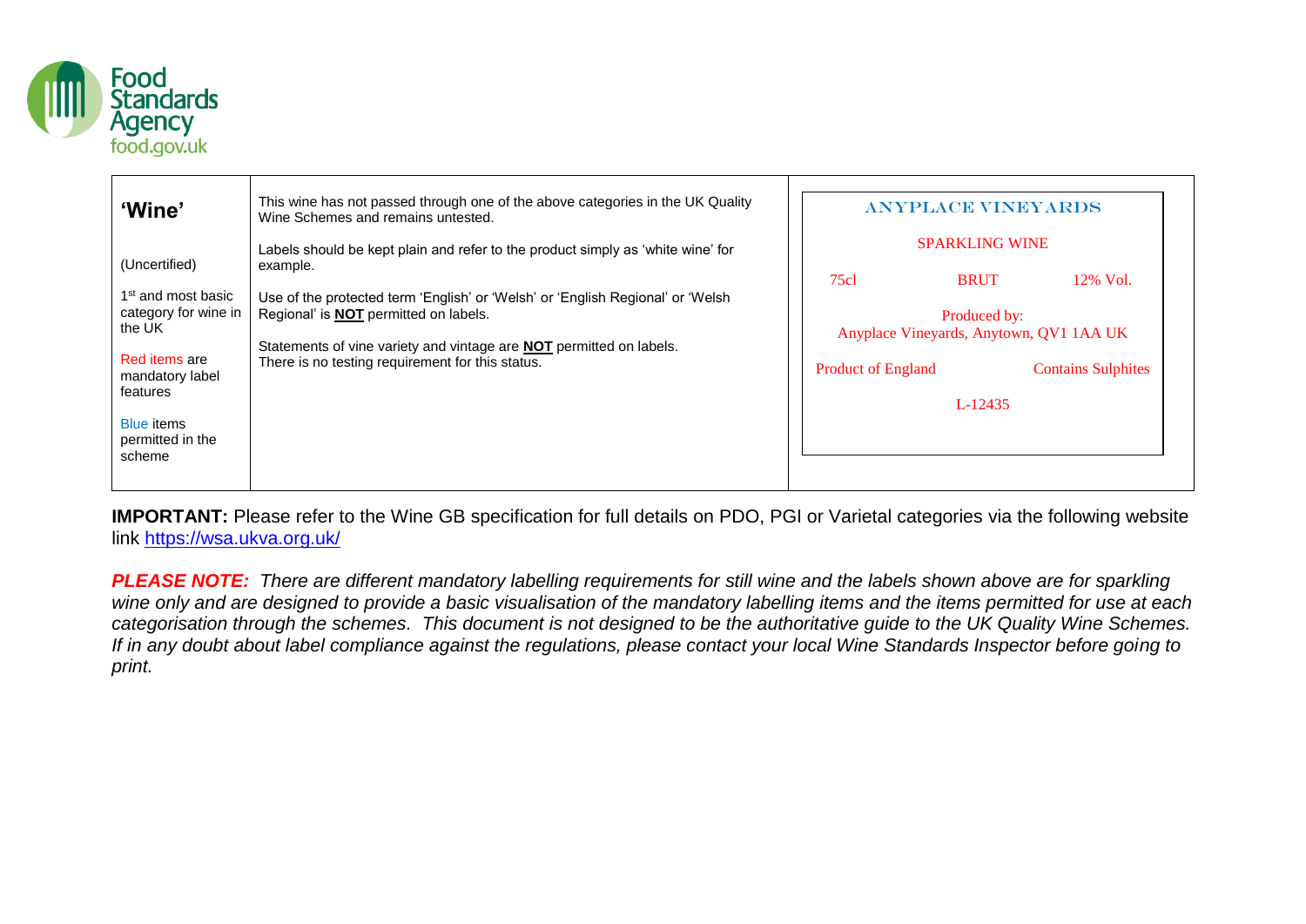| | | |
|---|---|---|
| **'Wine'**<br><br>(Uncertified)<br><br>1st and most basic category for wine in the UK<br><br>Red items are mandatory label features<br><br>Blue items permitted in the scheme | This wine has not passed through one of the above categories in the UK Quality Wine Schemes and remains untested.<br><br>Labels should be kept plain and refer to the product simply as 'white wine' for example.<br><br>Use of the protected term 'English' or 'Welsh' or 'English Regional' or 'Welsh Regional' is **NOT** permitted on labels.<br><br>Statements of vine variety and vintage are **NOT** permitted on labels.<br>There is no testing requirement for this status. | ANYPLACE VINEYARDS<br><br>SPARKLING WINE<br><br>75cl BRUT 12% Vol.<br><br>Produced by:<br>Anyplace Vineyards, Anytown, QV1 1AA UK<br><br>Product of England Contains Sulphites<br><br>L-12435 |

**IMPORTANT:** Please refer to the Wine GB specification for full details on PDO, PGI or Varietal categories via the following website link https://wsa.ukva.org.uk/

***PLEASE NOTE:*** *There are different mandatory labelling requirements for still wine and the labels shown above are for sparkling wine only and are designed to provide a basic visualisation of the mandatory labelling items and the items permitted for use at each categorisation through the schemes. This document is not designed to be the authoritative guide to the UK Quality Wine Schemes. If in any doubt about label compliance against the regulations, please contact your local Wine Standards Inspector before going to print.*